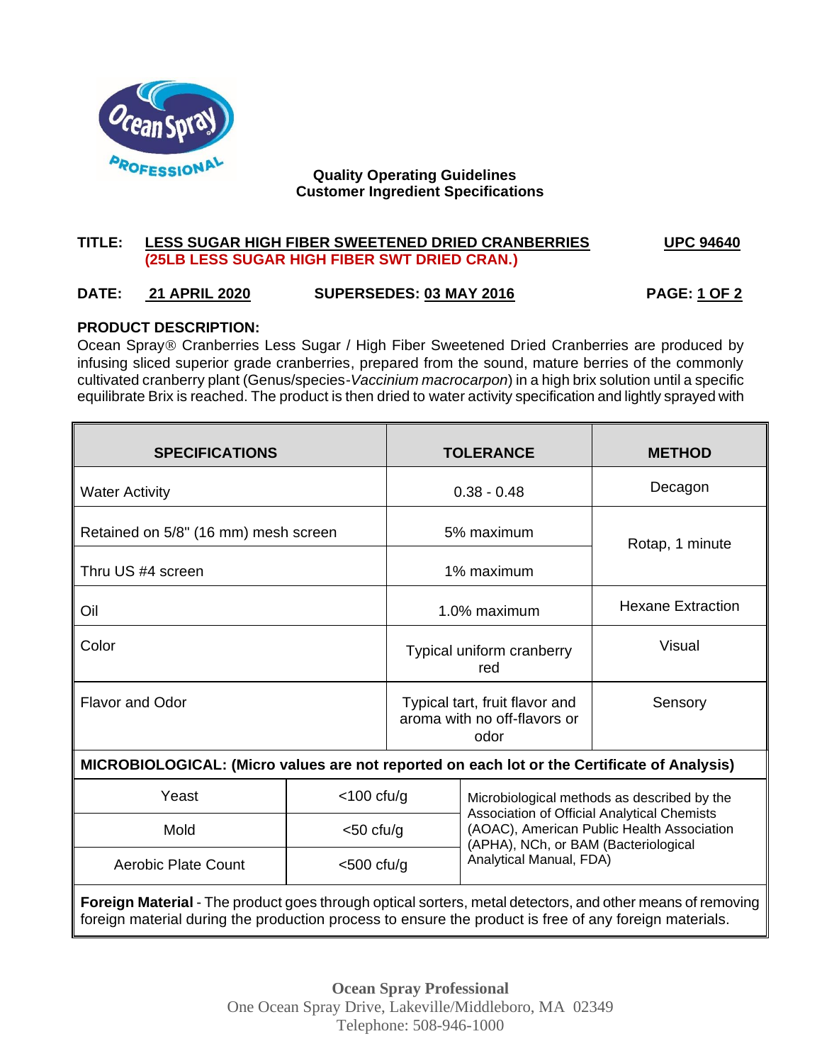**Quality Operating Guidelines**
**Customer Ingredient Specifications**

**TITLE:** **LESS SUGAR HIGH FIBER SWEETENED DRIED CRANBERRIES** **(25LB LESS SUGAR HIGH FIBER SWT DRIED CRAN.)** **UPC 94640**

**DATE:** **21 APRIL 2020** **SUPERSEDES: 03 MAY 2016**

## PRODUCT DESCRIPTION:

Ocean Spray® Cranberries Less Sugar / High Fiber Sweetened Dried Cranberries are produced by infusing sliced superior grade cranberries, prepared from the sound, mature berries of the commonly cultivated cranberry plant (Genus/species-*Vaccinium macrocarpon*) in a high brix solution until a specific equilibrate Brix is reached. The product is then dried to water activity specification and lightly sprayed with

| SPECIFICATIONS | TOLERANCE | METHOD |
|---|---|---|
| Water Activity | 0.38 - 0.48 | Decagon |
| Retained on 5/8" (16 mm) mesh screen | 5% maximum | Rotap, 1 minute |
| Thru US #4 screen | 1% maximum | |
| Oil | 1.0% maximum | Hexane Extraction |
| Color | Typical uniform cranberry red | Visual |
| Flavor and Odor | Typical tart, fruit flavor and aroma with no off-flavors or odor | Sensory |

**MICROBIOLOGICAL: (Micro values are not reported on each lot or the Certificate of Analysis)**

| Organism | Limit | Method |
|---|---|---|
| Yeast | <100 cfu/g | Microbiological methods as described by the Association of Official Analytical Chemists (AOAC), American Public Health Association (APHA), NCh, or BAM (Bacteriological Analytical Manual, FDA) |
| Mold | <50 cfu/g | |
| Aerobic Plate Count | <500 cfu/g | |

**Foreign Material** - The product goes through optical sorters, metal detectors, and other means of removing foreign material during the production process to ensure the product is free of any foreign materials.

**Ocean Spray Professional**
One Ocean Spray Drive, Lakeville/Middleboro, MA 02349
Telephone: 508-946-1000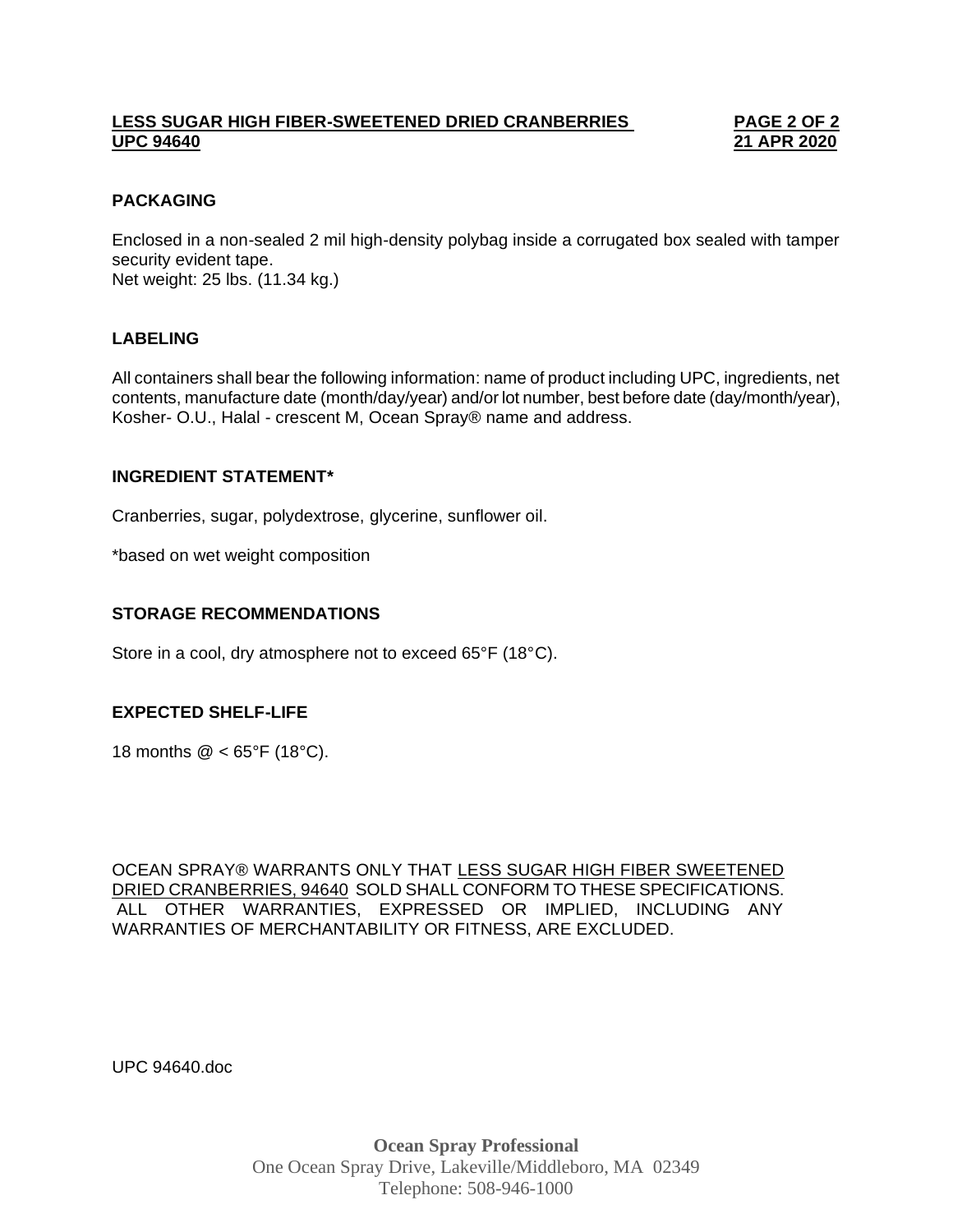## PACKAGING

Enclosed in a non-sealed 2 mil high-density polybag inside a corrugated box sealed with tamper security evident tape.
Net weight: 25 lbs. (11.34 kg.)

## LABELING

All containers shall bear the following information: name of product including UPC, ingredients, net contents, manufacture date (month/day/year) and/or lot number, best before date (day/month/year), Kosher- O.U., Halal - crescent M, Ocean Spray® name and address.

## INGREDIENT STATEMENT*

Cranberries, sugar, polydextrose, glycerine, sunflower oil.

*based on wet weight composition

## STORAGE RECOMMENDATIONS

Store in a cool, dry atmosphere not to exceed 65°F (18°C).

## EXPECTED SHELF-LIFE

18 months @ < 65°F (18°C).

OCEAN SPRAY® WARRANTS ONLY THAT LESS SUGAR HIGH FIBER SWEETENED DRIED CRANBERRIES, 94640 SOLD SHALL CONFORM TO THESE SPECIFICATIONS. ALL OTHER WARRANTIES, EXPRESSED OR IMPLIED, INCLUDING ANY WARRANTIES OF MERCHANTABILITY OR FITNESS, ARE EXCLUDED.

UPC 94640.doc

**Ocean Spray Professional**
One Ocean Spray Drive, Lakeville/Middleboro, MA 02349
Telephone: 508-946-1000